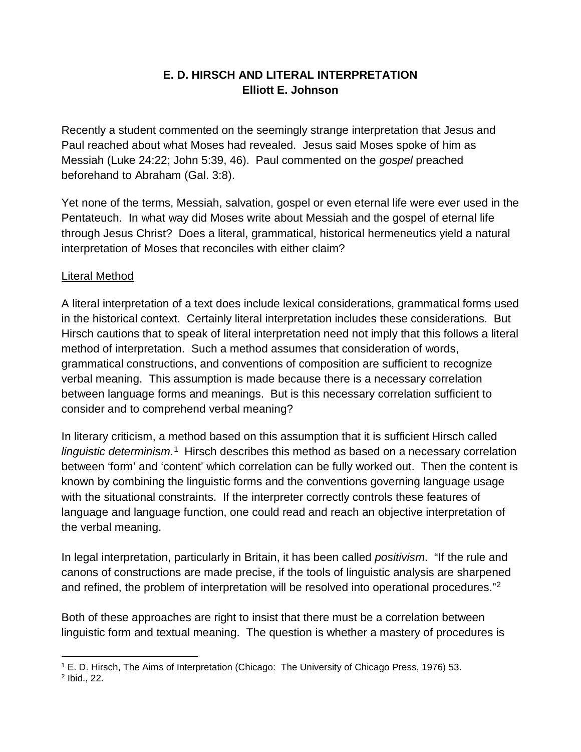# E. D. HIRSCH AND LITERAL INTERPRETATION
**Elliott E. Johnson**

Recently a student commented on the seemingly strange interpretation that Jesus and Paul reached about what Moses had revealed. Jesus said Moses spoke of him as Messiah (Luke 24:22; John 5:39, 46). Paul commented on the *gospel* preached beforehand to Abraham (Gal. 3:8).

Yet none of the terms, Messiah, salvation, gospel or even eternal life were ever used in the Pentateuch. In what way did Moses write about Messiah and the gospel of eternal life through Jesus Christ? Does a literal, grammatical, historical hermeneutics yield a natural interpretation of Moses that reconciles with either claim?

## Literal Method

A literal interpretation of a text does include lexical considerations, grammatical forms used in the historical context. Certainly literal interpretation includes these considerations. But Hirsch cautions that to speak of literal interpretation need not imply that this follows a literal method of interpretation. Such a method assumes that consideration of words, grammatical constructions, and conventions of composition are sufficient to recognize verbal meaning. This assumption is made because there is a necessary correlation between language forms and meanings. But is this necessary correlation sufficient to consider and to comprehend verbal meaning?

In literary criticism, a method based on this assumption that it is sufficient Hirsch called *linguistic determinism*.[1] Hirsch describes this method as based on a necessary correlation between 'form' and 'content' which correlation can be fully worked out. Then the content is known by combining the linguistic forms and the conventions governing language usage with the situational constraints. If the interpreter correctly controls these features of language and language function, one could read and reach an objective interpretation of the verbal meaning.

In legal interpretation, particularly in Britain, it has been called *positivism*. "If the rule and canons of constructions are made precise, if the tools of linguistic analysis are sharpened and refined, the problem of interpretation will be resolved into operational procedures."[2]

Both of these approaches are right to insist that there must be a correlation between linguistic form and textual meaning. The question is whether a mastery of procedures is

---

[1] E. D. Hirsch, The Aims of Interpretation (Chicago: The University of Chicago Press, 1976) 53.

[2] Ibid., 22.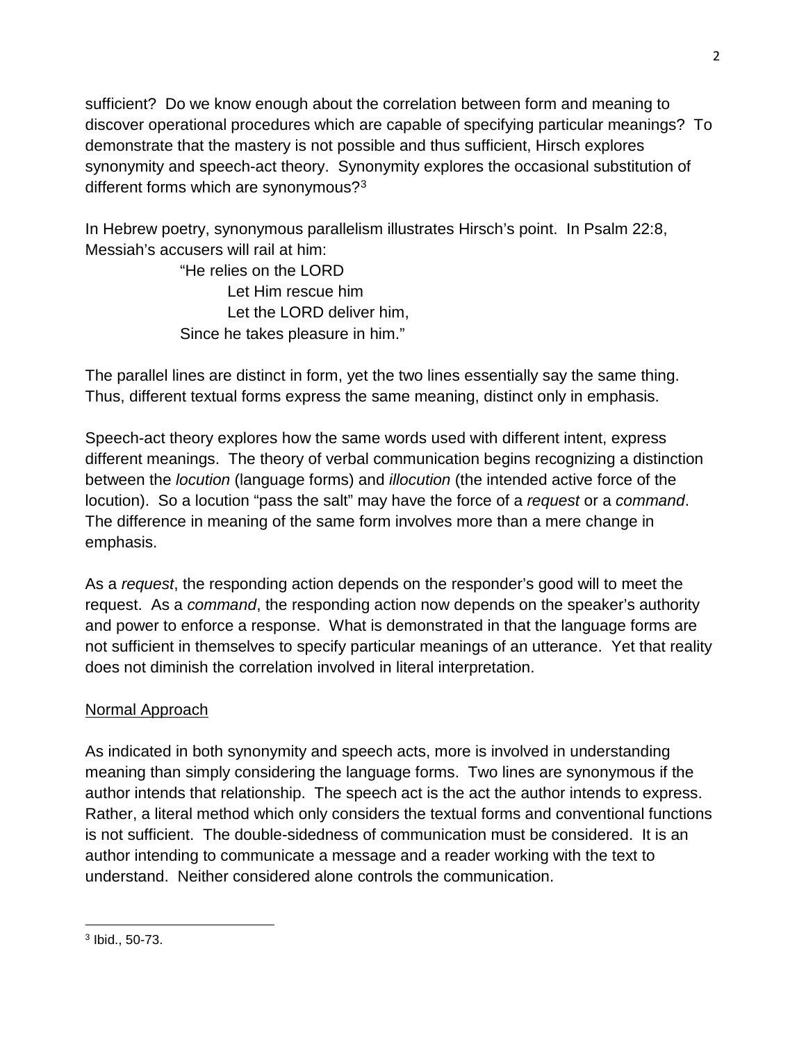sufficient? Do we know enough about the correlation between form and meaning to discover operational procedures which are capable of specifying particular meanings? To demonstrate that the mastery is not possible and thus sufficient, Hirsch explores synonymity and speech-act theory. Synonymity explores the occasional substitution of different forms which are synonymous?[3]

In Hebrew poetry, synonymous parallelism illustrates Hirsch's point. In Psalm 22:8, Messiah's accusers will rail at him:

> "He relies on the LORD
> Let Him rescue him
> Let the LORD deliver him,
> Since he takes pleasure in him."

The parallel lines are distinct in form, yet the two lines essentially say the same thing. Thus, different textual forms express the same meaning, distinct only in emphasis.

Speech-act theory explores how the same words used with different intent, express different meanings. The theory of verbal communication begins recognizing a distinction between the *locution* (language forms) and *illocution* (the intended active force of the locution). So a locution "pass the salt" may have the force of a *request* or a *command*. The difference in meaning of the same form involves more than a mere change in emphasis.

As a *request*, the responding action depends on the responder's good will to meet the request. As a *command*, the responding action now depends on the speaker's authority and power to enforce a response. What is demonstrated in that the language forms are not sufficient in themselves to specify particular meanings of an utterance. Yet that reality does not diminish the correlation involved in literal interpretation.

## Normal Approach

As indicated in both synonymity and speech acts, more is involved in understanding meaning than simply considering the language forms. Two lines are synonymous if the author intends that relationship. The speech act is the act the author intends to express. Rather, a literal method which only considers the textual forms and conventional functions is not sufficient. The double-sidedness of communication must be considered. It is an author intending to communicate a message and a reader working with the text to understand. Neither considered alone controls the communication.

---

[3] Ibid., 50-73.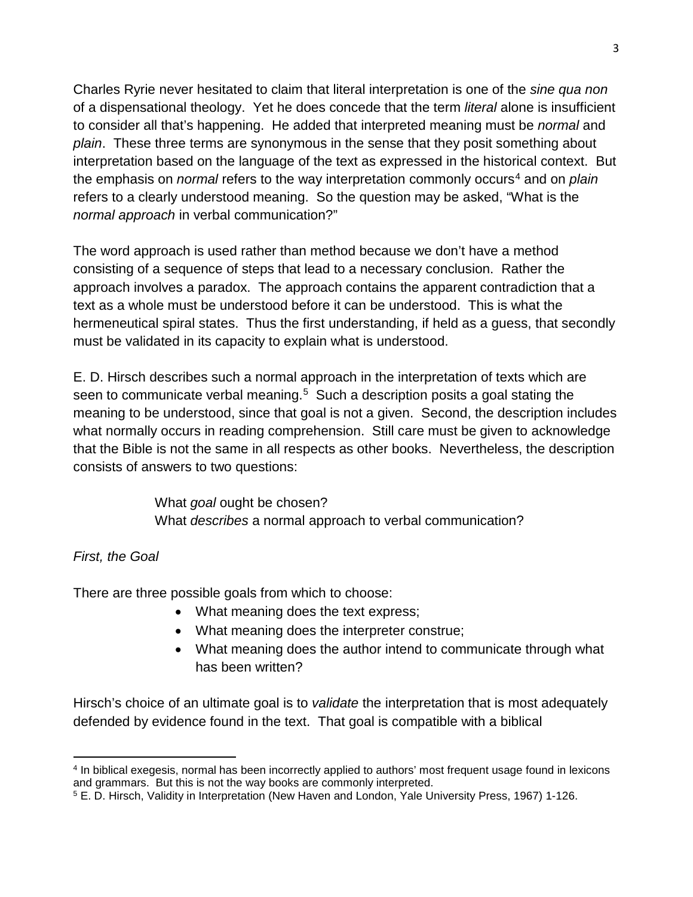Charles Ryrie never hesitated to claim that literal interpretation is one of the *sine qua non* of a dispensational theology. Yet he does concede that the term *literal* alone is insufficient to consider all that's happening. He added that interpreted meaning must be *normal* and *plain*. These three terms are synonymous in the sense that they posit something about interpretation based on the language of the text as expressed in the historical context. But the emphasis on *normal* refers to the way interpretation commonly occurs[4] and on *plain* refers to a clearly understood meaning. So the question may be asked, "What is the *normal approach* in verbal communication?"

The word approach is used rather than method because we don't have a method consisting of a sequence of steps that lead to a necessary conclusion. Rather the approach involves a paradox. The approach contains the apparent contradiction that a text as a whole must be understood before it can be understood. This is what the hermeneutical spiral states. Thus the first understanding, if held as a guess, that secondly must be validated in its capacity to explain what is understood.

E. D. Hirsch describes such a normal approach in the interpretation of texts which are seen to communicate verbal meaning.[5] Such a description posits a goal stating the meaning to be understood, since that goal is not a given. Second, the description includes what normally occurs in reading comprehension. Still care must be given to acknowledge that the Bible is not the same in all respects as other books. Nevertheless, the description consists of answers to two questions:

> What *goal* ought be chosen?
> What *describes* a normal approach to verbal communication?

*First, the Goal*

There are three possible goals from which to choose:

- What meaning does the text express;
- What meaning does the interpreter construe;
- What meaning does the author intend to communicate through what has been written?

Hirsch's choice of an ultimate goal is to *validate* the interpretation that is most adequately defended by evidence found in the text. That goal is compatible with a biblical

[4] In biblical exegesis, normal has been incorrectly applied to authors' most frequent usage found in lexicons and grammars. But this is not the way books are commonly interpreted.

[5] E. D. Hirsch, Validity in Interpretation (New Haven and London, Yale University Press, 1967) 1-126.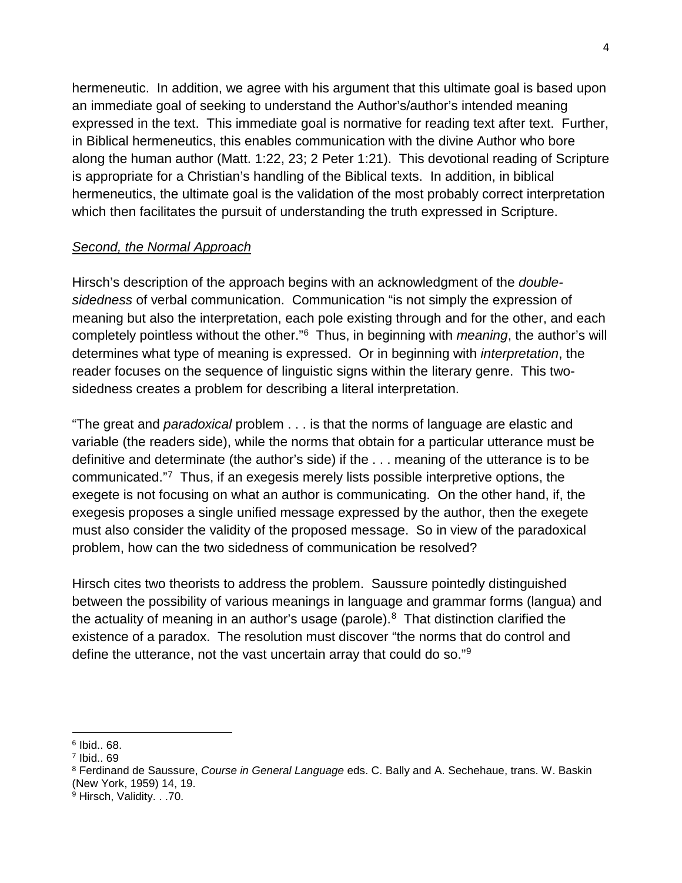hermeneutic. In addition, we agree with his argument that this ultimate goal is based upon an immediate goal of seeking to understand the Author's/author's intended meaning expressed in the text. This immediate goal is normative for reading text after text. Further, in Biblical hermeneutics, this enables communication with the divine Author who bore along the human author (Matt. 1:22, 23; 2 Peter 1:21). This devotional reading of Scripture is appropriate for a Christian's handling of the Biblical texts. In addition, in biblical hermeneutics, the ultimate goal is the validation of the most probably correct interpretation which then facilitates the pursuit of understanding the truth expressed in Scripture.

<u>*Second, the Normal Approach*</u>

Hirsch's description of the approach begins with an acknowledgment of the *double-sidedness* of verbal communication. Communication "is not simply the expression of meaning but also the interpretation, each pole existing through and for the other, and each completely pointless without the other."[6] Thus, in beginning with *meaning*, the author's will determines what type of meaning is expressed. Or in beginning with *interpretation*, the reader focuses on the sequence of linguistic signs within the literary genre. This two-sidedness creates a problem for describing a literal interpretation.

"The great and *paradoxical* problem . . . is that the norms of language are elastic and variable (the readers side), while the norms that obtain for a particular utterance must be definitive and determinate (the author's side) if the . . . meaning of the utterance is to be communicated."[7] Thus, if an exegesis merely lists possible interpretive options, the exegete is not focusing on what an author is communicating. On the other hand, if, the exegesis proposes a single unified message expressed by the author, then the exegete must also consider the validity of the proposed message. So in view of the paradoxical problem, how can the two sidedness of communication be resolved?

Hirsch cites two theorists to address the problem. Saussure pointedly distinguished between the possibility of various meanings in language and grammar forms (langua) and the actuality of meaning in an author's usage (parole).[8] That distinction clarified the existence of a paradox. The resolution must discover "the norms that do control and define the utterance, not the vast uncertain array that could do so."[9]

---

[6] Ibid.. 68.

[7] Ibid.. 69

[8] Ferdinand de Saussure, *Course in General Language* eds. C. Bally and A. Sechehaue, trans. W. Baskin (New York, 1959) 14, 19.

[9] Hirsch, Validity. . .70.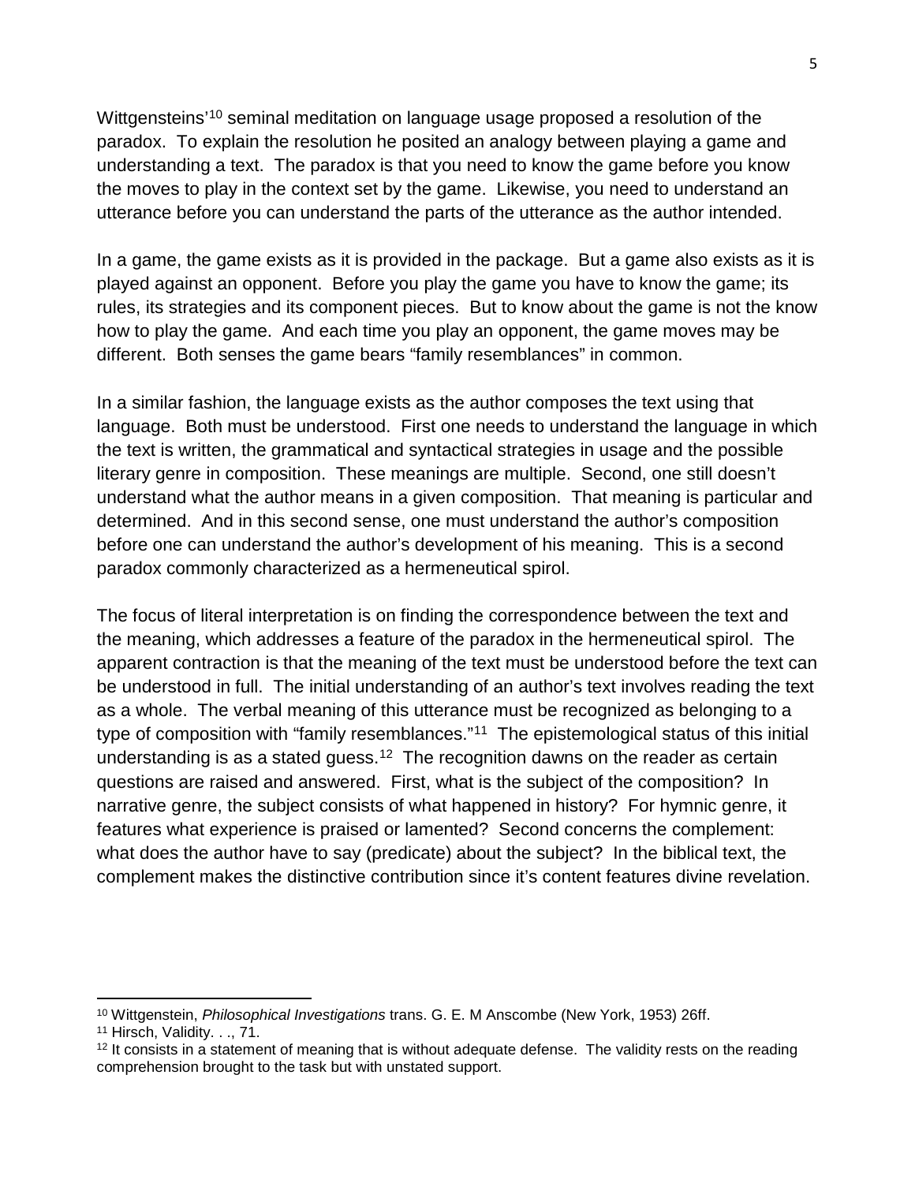Wittgensteins'[10] seminal meditation on language usage proposed a resolution of the paradox. To explain the resolution he posited an analogy between playing a game and understanding a text. The paradox is that you need to know the game before you know the moves to play in the context set by the game. Likewise, you need to understand an utterance before you can understand the parts of the utterance as the author intended.

In a game, the game exists as it is provided in the package. But a game also exists as it is played against an opponent. Before you play the game you have to know the game; its rules, its strategies and its component pieces. But to know about the game is not the know how to play the game. And each time you play an opponent, the game moves may be different. Both senses the game bears "family resemblances" in common.

In a similar fashion, the language exists as the author composes the text using that language. Both must be understood. First one needs to understand the language in which the text is written, the grammatical and syntactical strategies in usage and the possible literary genre in composition. These meanings are multiple. Second, one still doesn't understand what the author means in a given composition. That meaning is particular and determined. And in this second sense, one must understand the author's composition before one can understand the author's development of his meaning. This is a second paradox commonly characterized as a hermeneutical spirol.

The focus of literal interpretation is on finding the correspondence between the text and the meaning, which addresses a feature of the paradox in the hermeneutical spirol. The apparent contraction is that the meaning of the text must be understood before the text can be understood in full. The initial understanding of an author's text involves reading the text as a whole. The verbal meaning of this utterance must be recognized as belonging to a type of composition with "family resemblances."[11] The epistemological status of this initial understanding is as a stated guess.[12] The recognition dawns on the reader as certain questions are raised and answered. First, what is the subject of the composition? In narrative genre, the subject consists of what happened in history? For hymnic genre, it features what experience is praised or lamented? Second concerns the complement: what does the author have to say (predicate) about the subject? In the biblical text, the complement makes the distinctive contribution since it's content features divine revelation.

---

[10] Wittgenstein, *Philosophical Investigations* trans. G. E. M Anscombe (New York, 1953) 26ff.

[11] Hirsch, Validity. . ., 71.

[12] It consists in a statement of meaning that is without adequate defense. The validity rests on the reading comprehension brought to the task but with unstated support.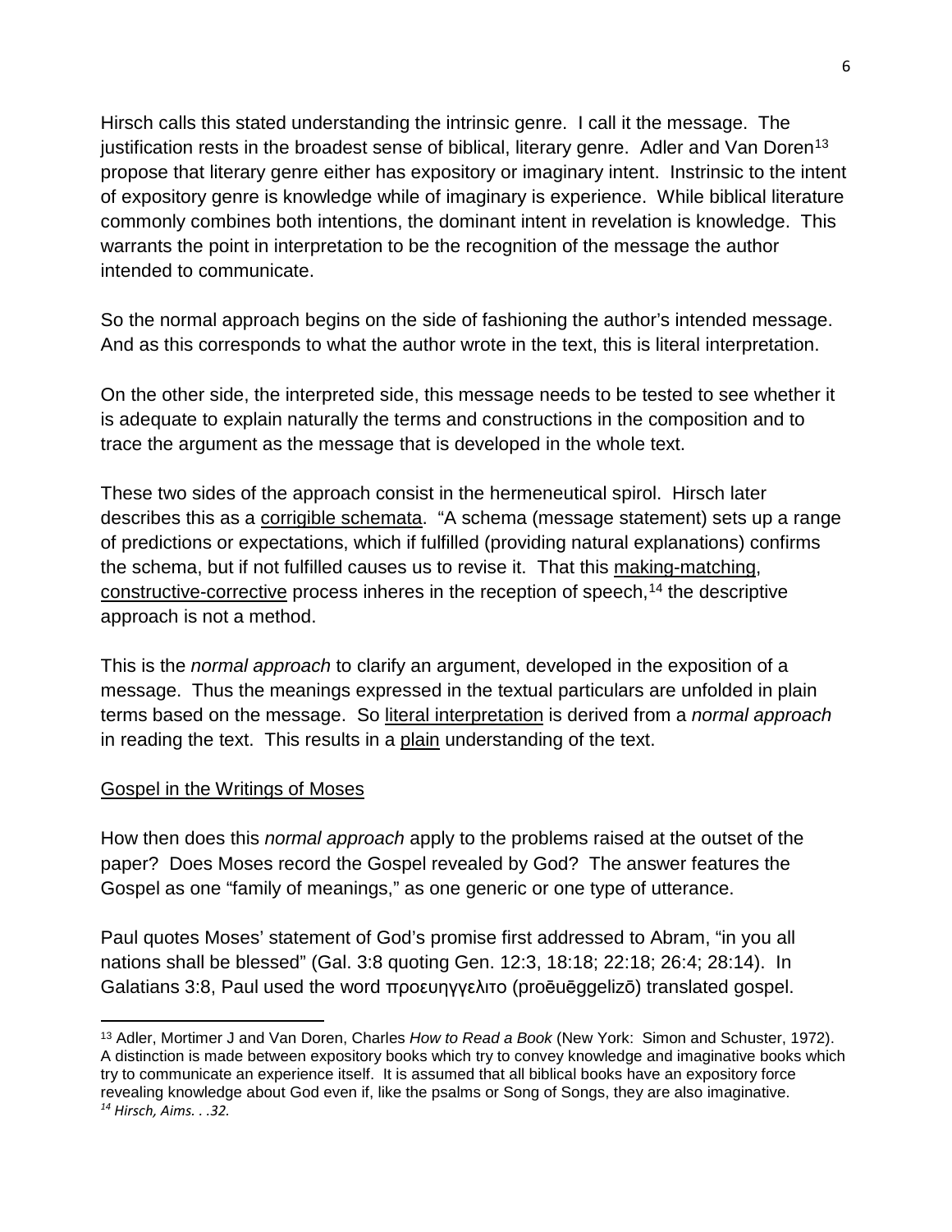Hirsch calls this stated understanding the intrinsic genre. I call it the message. The justification rests in the broadest sense of biblical, literary genre. Adler and Van Doren[13] propose that literary genre either has expository or imaginary intent. Instrinsic to the intent of expository genre is knowledge while of imaginary is experience. While biblical literature commonly combines both intentions, the dominant intent in revelation is knowledge. This warrants the point in interpretation to be the recognition of the message the author intended to communicate.

So the normal approach begins on the side of fashioning the author's intended message. And as this corresponds to what the author wrote in the text, this is literal interpretation.

On the other side, the interpreted side, this message needs to be tested to see whether it is adequate to explain naturally the terms and constructions in the composition and to trace the argument as the message that is developed in the whole text.

These two sides of the approach consist in the hermeneutical spirol. Hirsch later describes this as a <u>corrigible schemata</u>. "A schema (message statement) sets up a range of predictions or expectations, which if fulfilled (providing natural explanations) confirms the schema, but if not fulfilled causes us to revise it. That this <u>making-matching</u>, <u>constructive-corrective</u> process inheres in the reception of speech,[14] the descriptive approach is not a method.

This is the *normal approach* to clarify an argument, developed in the exposition of a message. Thus the meanings expressed in the textual particulars are unfolded in plain terms based on the message. So <u>literal interpretation</u> is derived from a *normal approach* in reading the text. This results in a <u>plain</u> understanding of the text.

## <u>Gospel in the Writings of Moses</u>

How then does this *normal approach* apply to the problems raised at the outset of the paper? Does Moses record the Gospel revealed by God? The answer features the Gospel as one "family of meanings," as one generic or one type of utterance.

Paul quotes Moses' statement of God's promise first addressed to Abram, "in you all nations shall be blessed" (Gal. 3:8 quoting Gen. 12:3, 18:18; 22:18; 26:4; 28:14). In Galatians 3:8, Paul used the word προευηγγελιτο (proēuēggelizō) translated gospel.

---

[13] Adler, Mortimer J and Van Doren, Charles *How to Read a Book* (New York: Simon and Schuster, 1972). A distinction is made between expository books which try to convey knowledge and imaginative books which try to communicate an experience itself. It is assumed that all biblical books have an expository force revealing knowledge about God even if, like the psalms or Song of Songs, they are also imaginative.

[14] *Hirsch, Aims. . .32.*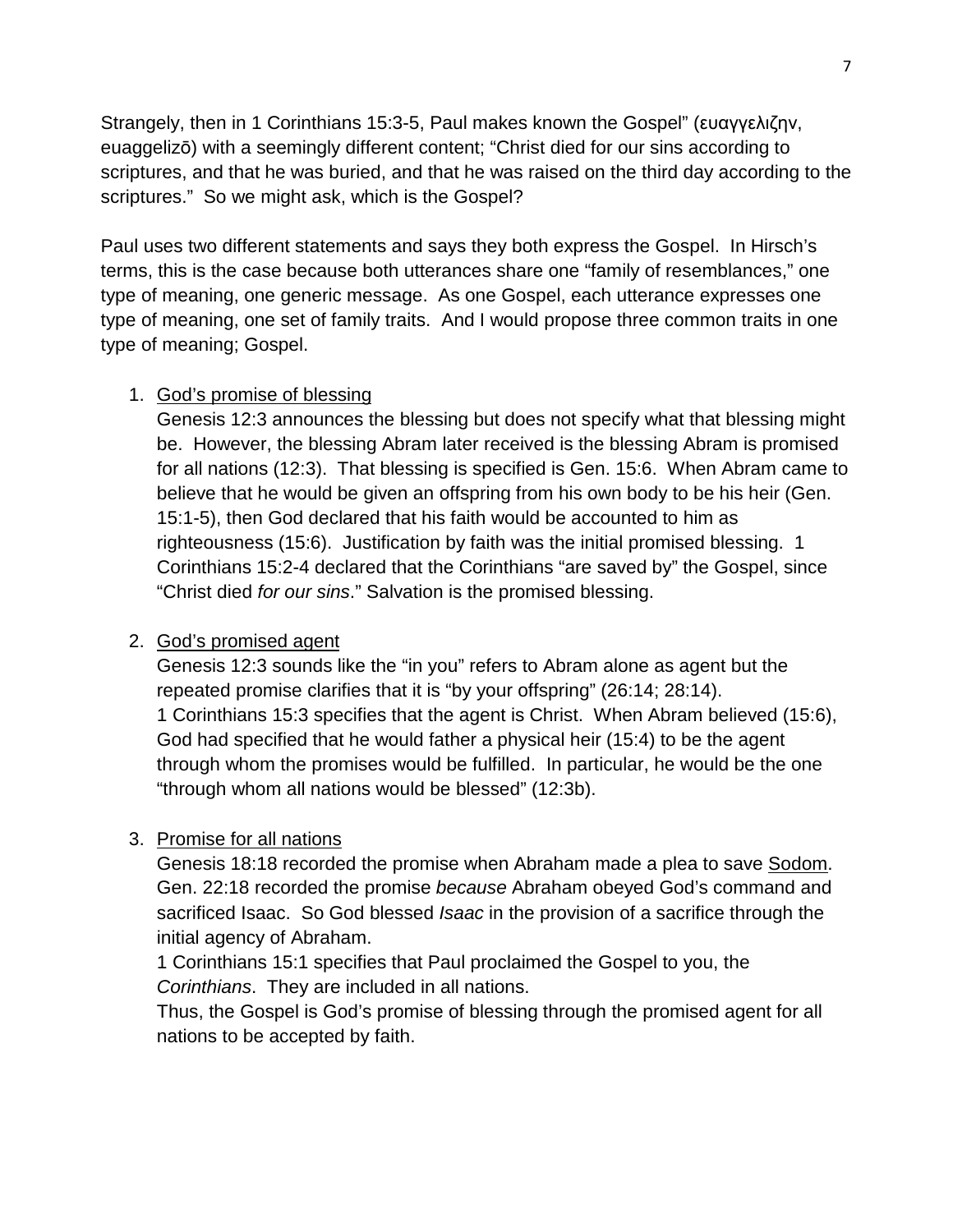Strangely, then in 1 Corinthians 15:3-5, Paul makes known the Gospel" (ευαγγελιζην, euaggelizō) with a seemingly different content; "Christ died for our sins according to scriptures, and that he was buried, and that he was raised on the third day according to the scriptures." So we might ask, which is the Gospel?

Paul uses two different statements and says they both express the Gospel. In Hirsch's terms, this is the case because both utterances share one "family of resemblances," one type of meaning, one generic message. As one Gospel, each utterance expresses one type of meaning, one set of family traits. And I would propose three common traits in one type of meaning; Gospel.

1. <u>God's promise of blessing</u>
   Genesis 12:3 announces the blessing but does not specify what that blessing might be. However, the blessing Abram later received is the blessing Abram is promised for all nations (12:3). That blessing is specified is Gen. 15:6. When Abram came to believe that he would be given an offspring from his own body to be his heir (Gen. 15:1-5), then God declared that his faith would be accounted to him as righteousness (15:6). Justification by faith was the initial promised blessing. 1 Corinthians 15:2-4 declared that the Corinthians "are saved by" the Gospel, since "Christ died *for our sins*." Salvation is the promised blessing.

2. <u>God's promised agent</u>
   Genesis 12:3 sounds like the "in you" refers to Abram alone as agent but the repeated promise clarifies that it is "by your offspring" (26:14; 28:14).
   1 Corinthians 15:3 specifies that the agent is Christ. When Abram believed (15:6), God had specified that he would father a physical heir (15:4) to be the agent through whom the promises would be fulfilled. In particular, he would be the one "through whom all nations would be blessed" (12:3b).

3. <u>Promise for all nations</u>
   Genesis 18:18 recorded the promise when Abraham made a plea to save <u>Sodom</u>. Gen. 22:18 recorded the promise *because* Abraham obeyed God's command and sacrificed Isaac. So God blessed *Isaac* in the provision of a sacrifice through the initial agency of Abraham.
   1 Corinthians 15:1 specifies that Paul proclaimed the Gospel to you, the *Corinthians*. They are included in all nations.
   Thus, the Gospel is God's promise of blessing through the promised agent for all nations to be accepted by faith.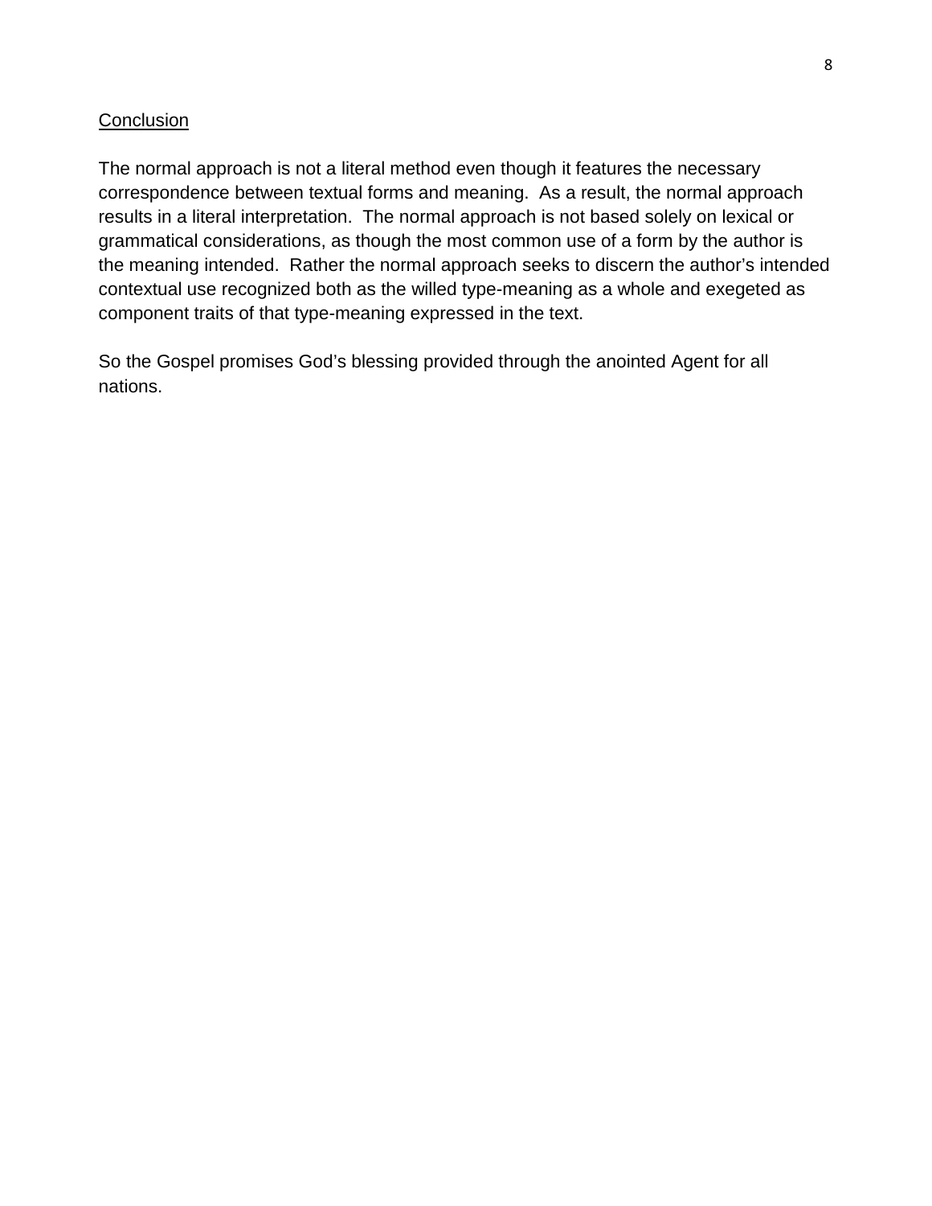<u>Conclusion</u>

The normal approach is not a literal method even though it features the necessary correspondence between textual forms and meaning. As a result, the normal approach results in a literal interpretation. The normal approach is not based solely on lexical or grammatical considerations, as though the most common use of a form by the author is the meaning intended. Rather the normal approach seeks to discern the author's intended contextual use recognized both as the willed type-meaning as a whole and exegeted as component traits of that type-meaning expressed in the text.

So the Gospel promises God's blessing provided through the anointed Agent for all nations.